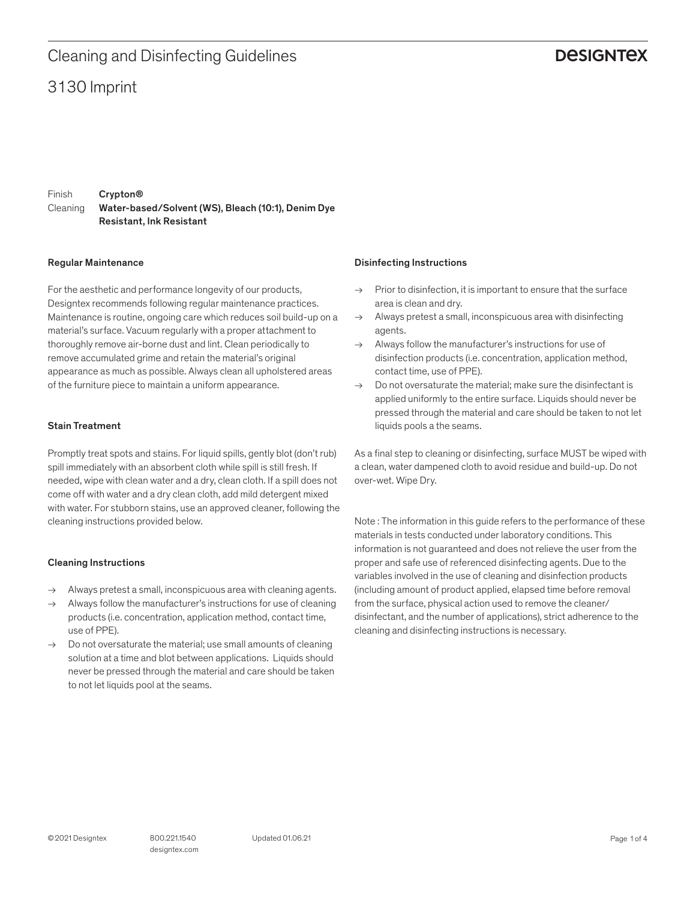# Cleaning and Disinfecting Guidelines

**DESIGNTEX**

## 3130 Imprint

Finish **Crypton®**

Cleaning **Water-based/Solvent (WS), Bleach (10:1), Denim Dye Resistant, Ink Resistant**

### Regular Maintenance

For the aesthetic and performance longevity of our products, Designtex recommends following regular maintenance practices. Maintenance is routine, ongoing care which reduces soil build-up on a material's surface. Vacuum regularly with a proper attachment to thoroughly remove air-borne dust and lint. Clean periodically to remove accumulated grime and retain the material's original appearance as much as possible. Always clean all upholstered areas of the furniture piece to maintain a uniform appearance.

### Stain Treatment

Promptly treat spots and stains. For liquid spills, gently blot (don't rub) spill immediately with an absorbent cloth while spill is still fresh. If needed, wipe with clean water and a dry, clean cloth. If a spill does not come off with water and a dry clean cloth, add mild detergent mixed with water. For stubborn stains, use an approved cleaner, following the cleaning instructions provided below.

### Cleaning Instructions

- → Always pretest a small, inconspicuous area with cleaning agents.
- → Always follow the manufacturer's instructions for use of cleaning products (i.e. concentration, application method, contact time, use of PPE).
- → Do not oversaturate the material; use small amounts of cleaning solution at a time and blot between applications. Liquids should never be pressed through the material and care should be taken to not let liquids pool at the seams.

### Disinfecting Instructions

- → Prior to disinfection, it is important to ensure that the surface area is clean and dry.
- → Always pretest a small, inconspicuous area with disinfecting agents.
- → Always follow the manufacturer's instructions for use of disinfection products (i.e. concentration, application method, contact time, use of PPE).
- → Do not oversaturate the material; make sure the disinfectant is applied uniformly to the entire surface. Liquids should never be pressed through the material and care should be taken to not let liquids pools a the seams.

As a final step to cleaning or disinfecting, surface MUST be wiped with a clean, water dampened cloth to avoid residue and build-up. Do not over-wet. Wipe Dry.

Note : The information in this guide refers to the performance of these materials in tests conducted under laboratory conditions. This information is not guaranteed and does not relieve the user from the proper and safe use of referenced disinfecting agents. Due to the variables involved in the use of cleaning and disinfection products (including amount of product applied, elapsed time before removal from the surface, physical action used to remove the cleaner/ disinfectant, and the number of applications), strict adherence to the cleaning and disinfecting instructions is necessary.

© 2021 Designtex 800.221.1540 designtex.com Updated 01.06.21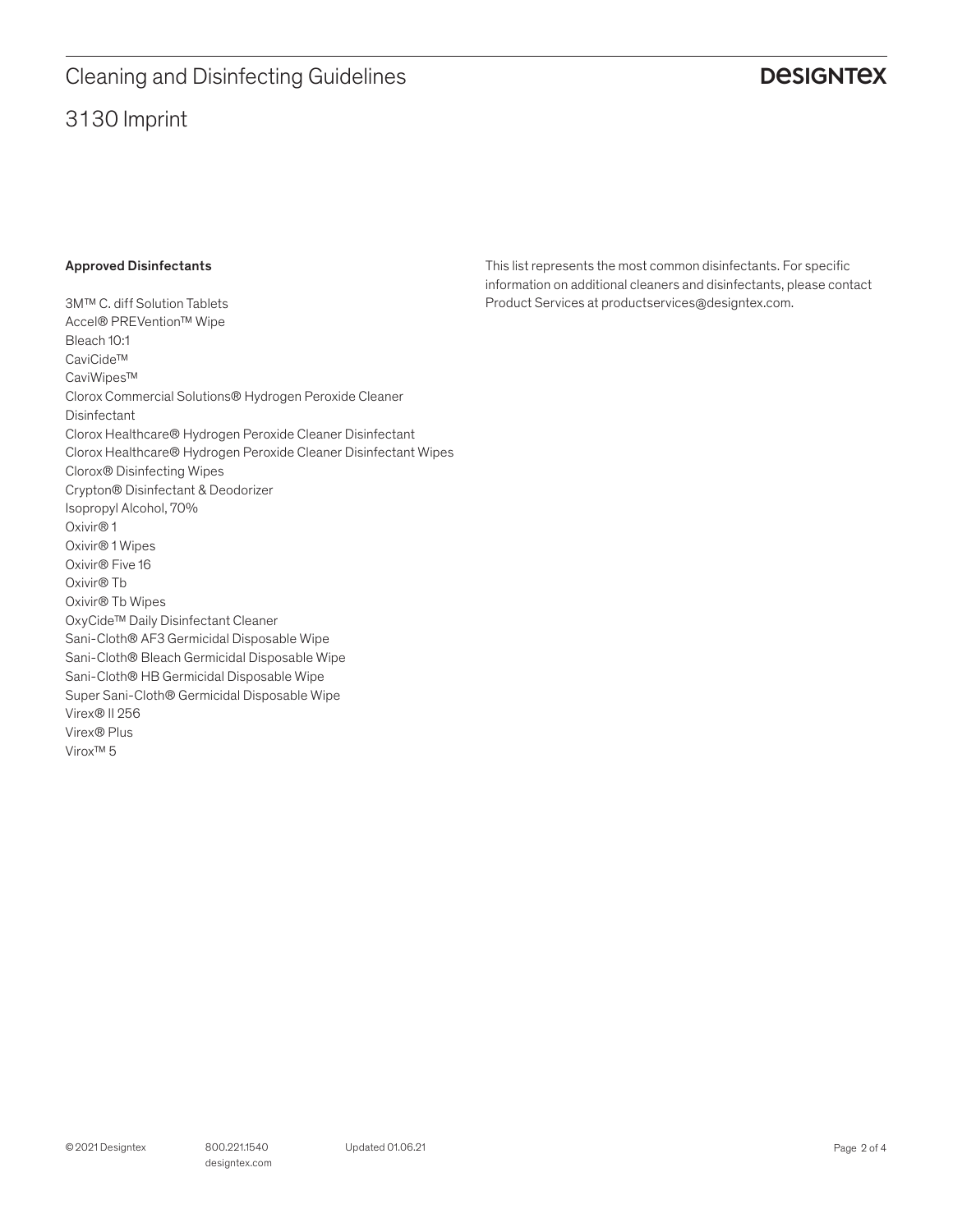# Cleaning and Disinfecting Guidelines

## 3130 Imprint

**Approved Disinfectants**

3M™ C. diff Solution Tablets
Accel® PREVention™ Wipe
Bleach 10:1
CaviCide™
CaviWipes™
Clorox Commercial Solutions® Hydrogen Peroxide Cleaner Disinfectant
Clorox Healthcare® Hydrogen Peroxide Cleaner Disinfectant
Clorox Healthcare® Hydrogen Peroxide Cleaner Disinfectant Wipes
Clorox® Disinfecting Wipes
Crypton® Disinfectant & Deodorizer
Isopropyl Alcohol, 70%
Oxivir® 1
Oxivir® 1 Wipes
Oxivir® Five 16
Oxivir® Tb
Oxivir® Tb Wipes
OxyCide™ Daily Disinfectant Cleaner
Sani-Cloth® AF3 Germicidal Disposable Wipe
Sani-Cloth® Bleach Germicidal Disposable Wipe
Sani-Cloth® HB Germicidal Disposable Wipe
Super Sani-Cloth® Germicidal Disposable Wipe
Virex® II 256
Virex® Plus
Virox™ 5

This list represents the most common disinfectants. For specific information on additional cleaners and disinfectants, please contact Product Services at productservices@designtex.com.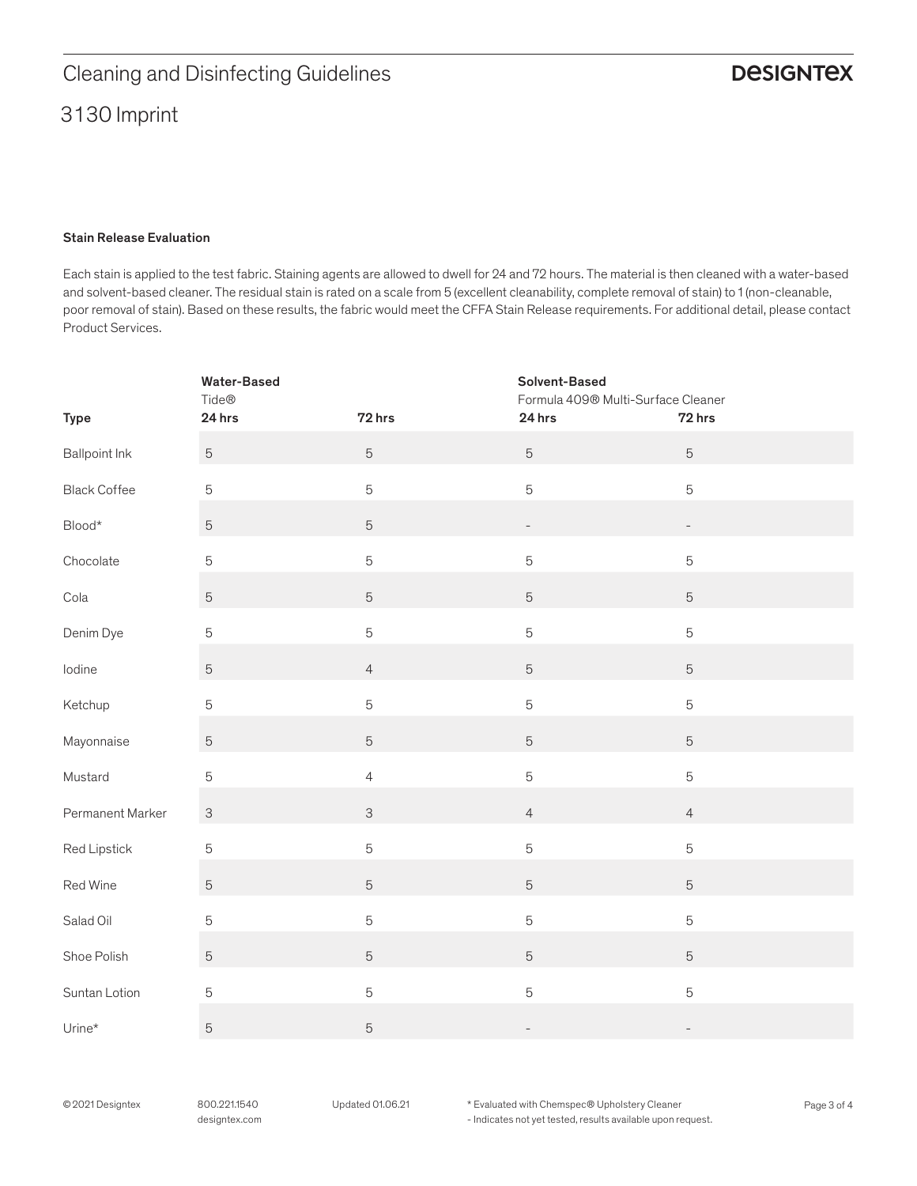# Cleaning and Disinfecting Guidelines

## 3130 Imprint

### Stain Release Evaluation

Each stain is applied to the test fabric. Staining agents are allowed to dwell for 24 and 72 hours. The material is then cleaned with a water-based and solvent-based cleaner. The residual stain is rated on a scale from 5 (excellent cleanability, complete removal of stain) to 1 (non-cleanable, poor removal of stain). Based on these results, the fabric would meet the CFFA Stain Release requirements. For additional detail, please contact Product Services.

| | **Water-Based** Tide® | | **Solvent-Based** Formula 409® Multi-Surface Cleaner | |
|---|---|---|---|---|
| **Type** | **24 hrs** | **72 hrs** | **24 hrs** | **72 hrs** |
| Ballpoint Ink | 5 | 5 | 5 | 5 |
| Black Coffee | 5 | 5 | 5 | 5 |
| Blood* | 5 | 5 | - | - |
| Chocolate | 5 | 5 | 5 | 5 |
| Cola | 5 | 5 | 5 | 5 |
| Denim Dye | 5 | 5 | 5 | 5 |
| Iodine | 5 | 4 | 5 | 5 |
| Ketchup | 5 | 5 | 5 | 5 |
| Mayonnaise | 5 | 5 | 5 | 5 |
| Mustard | 5 | 4 | 5 | 5 |
| Permanent Marker | 3 | 3 | 4 | 4 |
| Red Lipstick | 5 | 5 | 5 | 5 |
| Red Wine | 5 | 5 | 5 | 5 |
| Salad Oil | 5 | 5 | 5 | 5 |
| Shoe Polish | 5 | 5 | 5 | 5 |
| Suntan Lotion | 5 | 5 | 5 | 5 |
| Urine* | 5 | 5 | - | - |

* Evaluated with Chemspec® Upholstery Cleaner
- Indicates not yet tested, results available upon request.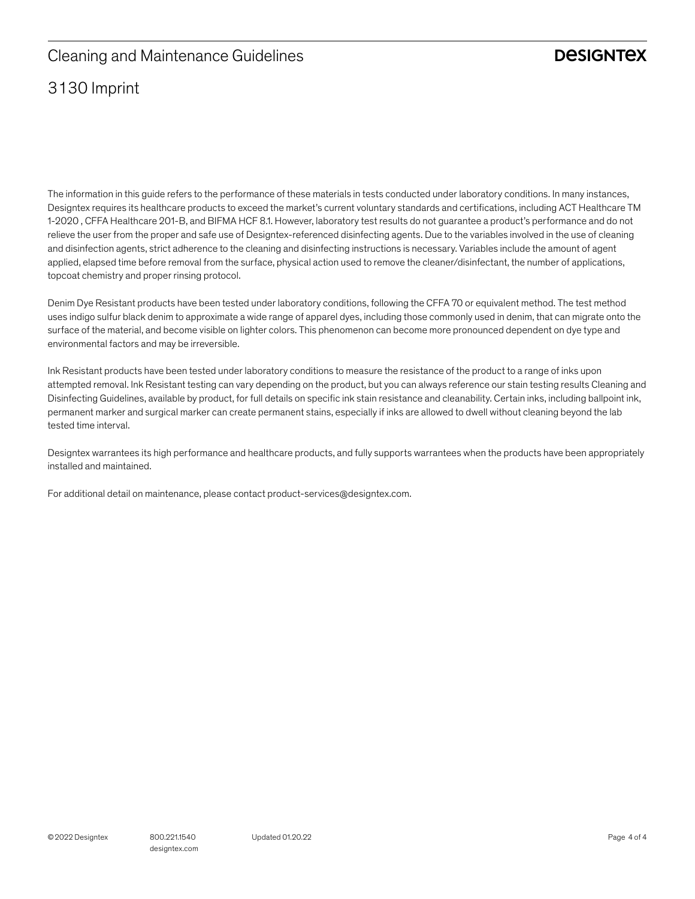The information in this guide refers to the performance of these materials in tests conducted under laboratory conditions. In many instances, Designtex requires its healthcare products to exceed the market's current voluntary standards and certifications, including ACT Healthcare TM 1-2020 , CFFA Healthcare 201-B, and BIFMA HCF 8.1. However, laboratory test results do not guarantee a product's performance and do not relieve the user from the proper and safe use of Designtex-referenced disinfecting agents. Due to the variables involved in the use of cleaning and disinfection agents, strict adherence to the cleaning and disinfecting instructions is necessary. Variables include the amount of agent applied, elapsed time before removal from the surface, physical action used to remove the cleaner/disinfectant, the number of applications, topcoat chemistry and proper rinsing protocol.

Denim Dye Resistant products have been tested under laboratory conditions, following the CFFA 70 or equivalent method. The test method uses indigo sulfur black denim to approximate a wide range of apparel dyes, including those commonly used in denim, that can migrate onto the surface of the material, and become visible on lighter colors. This phenomenon can become more pronounced dependent on dye type and environmental factors and may be irreversible.

Ink Resistant products have been tested under laboratory conditions to measure the resistance of the product to a range of inks upon attempted removal. Ink Resistant testing can vary depending on the product, but you can always reference our stain testing results Cleaning and Disinfecting Guidelines, available by product, for full details on specific ink stain resistance and cleanability. Certain inks, including ballpoint ink, permanent marker and surgical marker can create permanent stains, especially if inks are allowed to dwell without cleaning beyond the lab tested time interval.

Designtex warrantees its high performance and healthcare products, and fully supports warrantees when the products have been appropriately installed and maintained.

For additional detail on maintenance, please contact product-services@designtex.com.